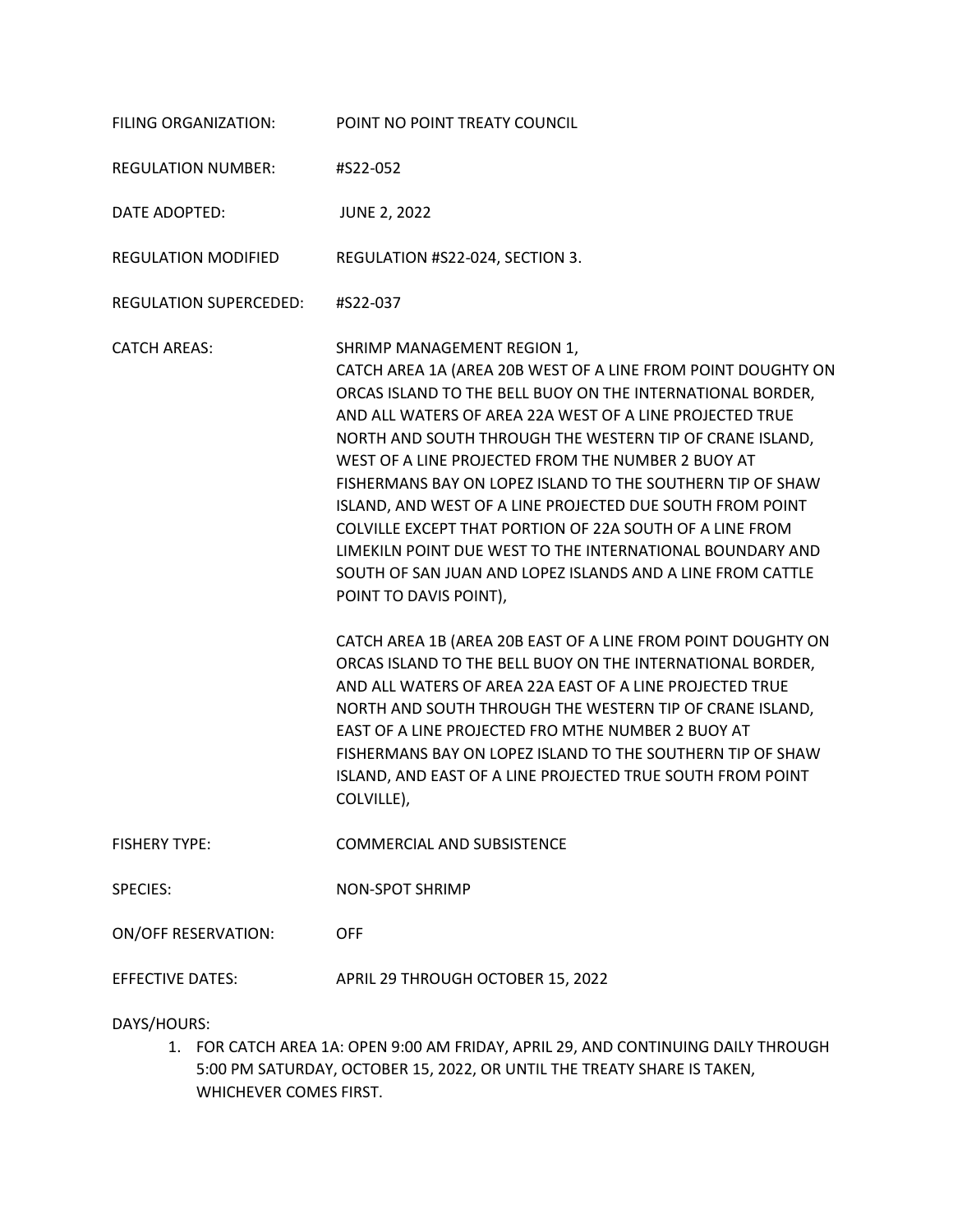FILING ORGANIZATION: POINT NO POINT TREATY COUNCIL

REGULATION NUMBER: #S22-052

DATE ADOPTED: JUNE 2, 2022

REGULATION MODIFIED REGULATION #S22-024, SECTION 3.

REGULATION SUPERCEDED: #S22-037

CATCH AREAS: SHRIMP MANAGEMENT REGION 1,
CATCH AREA 1A (AREA 20B WEST OF A LINE FROM POINT DOUGHTY ON ORCAS ISLAND TO THE BELL BUOY ON THE INTERNATIONAL BORDER, AND ALL WATERS OF AREA 22A WEST OF A LINE PROJECTED TRUE NORTH AND SOUTH THROUGH THE WESTERN TIP OF CRANE ISLAND, WEST OF A LINE PROJECTED FROM THE NUMBER 2 BUOY AT FISHERMANS BAY ON LOPEZ ISLAND TO THE SOUTHERN TIP OF SHAW ISLAND, AND WEST OF A LINE PROJECTED DUE SOUTH FROM POINT COLVILLE EXCEPT THAT PORTION OF 22A SOUTH OF A LINE FROM LIMEKILN POINT DUE WEST TO THE INTERNATIONAL BOUNDARY AND SOUTH OF SAN JUAN AND LOPEZ ISLANDS AND A LINE FROM CATTLE POINT TO DAVIS POINT),

CATCH AREA 1B (AREA 20B EAST OF A LINE FROM POINT DOUGHTY ON ORCAS ISLAND TO THE BELL BUOY ON THE INTERNATIONAL BORDER, AND ALL WATERS OF AREA 22A EAST OF A LINE PROJECTED TRUE NORTH AND SOUTH THROUGH THE WESTERN TIP OF CRANE ISLAND, EAST OF A LINE PROJECTED FRO MTHE NUMBER 2 BUOY AT FISHERMANS BAY ON LOPEZ ISLAND TO THE SOUTHERN TIP OF SHAW ISLAND, AND EAST OF A LINE PROJECTED TRUE SOUTH FROM POINT COLVILLE),

FISHERY TYPE: COMMERCIAL AND SUBSISTENCE

SPECIES: NON-SPOT SHRIMP

ON/OFF RESERVATION: OFF

EFFECTIVE DATES: APRIL 29 THROUGH OCTOBER 15, 2022

DAYS/HOURS:

1. FOR CATCH AREA 1A: OPEN 9:00 AM FRIDAY, APRIL 29, AND CONTINUING DAILY THROUGH 5:00 PM SATURDAY, OCTOBER 15, 2022, OR UNTIL THE TREATY SHARE IS TAKEN, WHICHEVER COMES FIRST.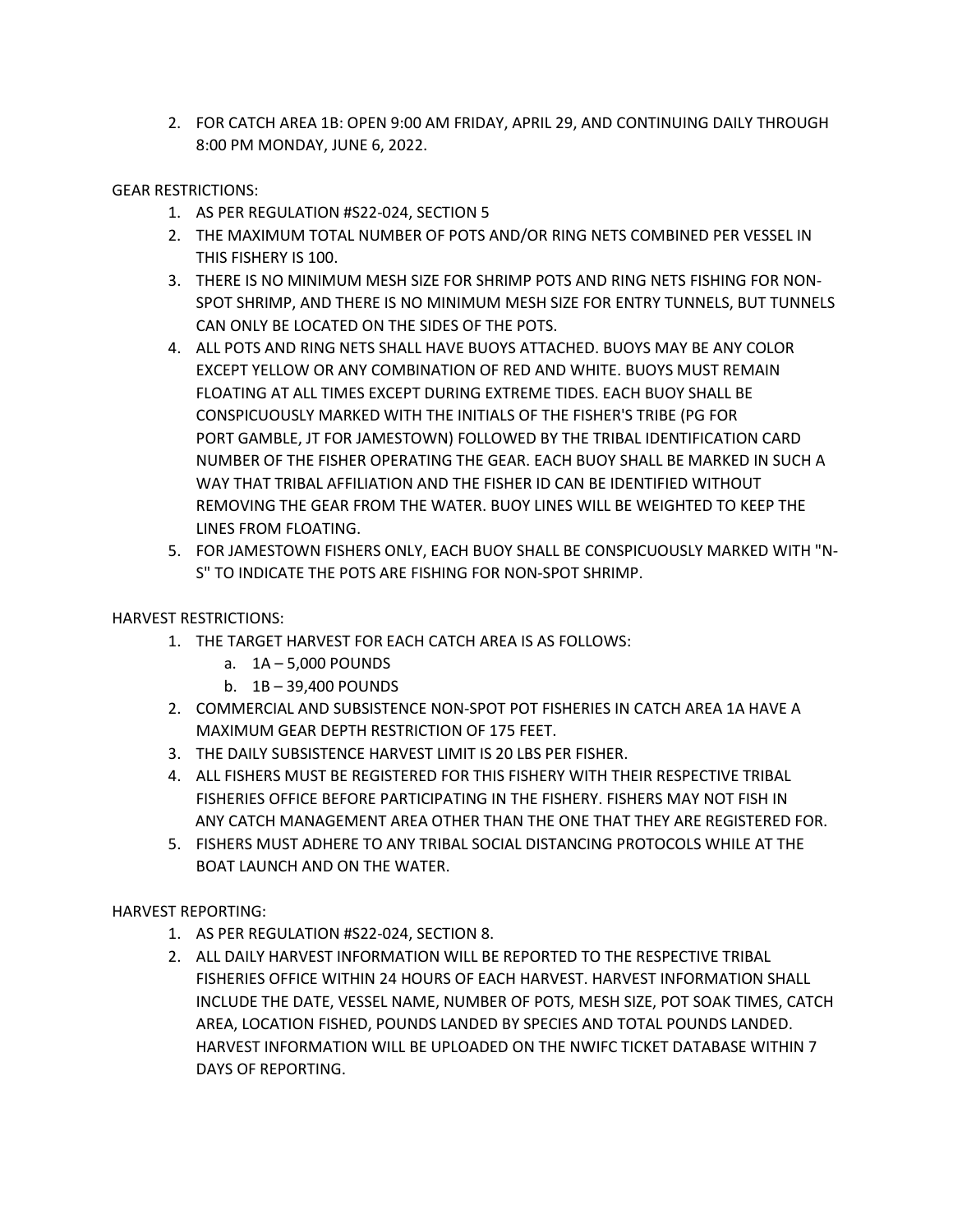2. FOR CATCH AREA 1B: OPEN 9:00 AM FRIDAY, APRIL 29, AND CONTINUING DAILY THROUGH 8:00 PM MONDAY, JUNE 6, 2022.

GEAR RESTRICTIONS:

1. AS PER REGULATION #S22-024, SECTION 5
2. THE MAXIMUM TOTAL NUMBER OF POTS AND/OR RING NETS COMBINED PER VESSEL IN THIS FISHERY IS 100.
3. THERE IS NO MINIMUM MESH SIZE FOR SHRIMP POTS AND RING NETS FISHING FOR NON-SPOT SHRIMP, AND THERE IS NO MINIMUM MESH SIZE FOR ENTRY TUNNELS, BUT TUNNELS CAN ONLY BE LOCATED ON THE SIDES OF THE POTS.
4. ALL POTS AND RING NETS SHALL HAVE BUOYS ATTACHED. BUOYS MAY BE ANY COLOR EXCEPT YELLOW OR ANY COMBINATION OF RED AND WHITE. BUOYS MUST REMAIN FLOATING AT ALL TIMES EXCEPT DURING EXTREME TIDES. EACH BUOY SHALL BE CONSPICUOUSLY MARKED WITH THE INITIALS OF THE FISHER'S TRIBE (PG FOR PORT GAMBLE, JT FOR JAMESTOWN) FOLLOWED BY THE TRIBAL IDENTIFICATION CARD NUMBER OF THE FISHER OPERATING THE GEAR. EACH BUOY SHALL BE MARKED IN SUCH A WAY THAT TRIBAL AFFILIATION AND THE FISHER ID CAN BE IDENTIFIED WITHOUT REMOVING THE GEAR FROM THE WATER. BUOY LINES WILL BE WEIGHTED TO KEEP THE LINES FROM FLOATING.
5. FOR JAMESTOWN FISHERS ONLY, EACH BUOY SHALL BE CONSPICUOUSLY MARKED WITH "N-S" TO INDICATE THE POTS ARE FISHING FOR NON-SPOT SHRIMP.

HARVEST RESTRICTIONS:

1. THE TARGET HARVEST FOR EACH CATCH AREA IS AS FOLLOWS:
   a. 1A – 5,000 POUNDS
   b. 1B – 39,400 POUNDS
2. COMMERCIAL AND SUBSISTENCE NON-SPOT POT FISHERIES IN CATCH AREA 1A HAVE A MAXIMUM GEAR DEPTH RESTRICTION OF 175 FEET.
3. THE DAILY SUBSISTENCE HARVEST LIMIT IS 20 LBS PER FISHER.
4. ALL FISHERS MUST BE REGISTERED FOR THIS FISHERY WITH THEIR RESPECTIVE TRIBAL FISHERIES OFFICE BEFORE PARTICIPATING IN THE FISHERY. FISHERS MAY NOT FISH IN ANY CATCH MANAGEMENT AREA OTHER THAN THE ONE THAT THEY ARE REGISTERED FOR.
5. FISHERS MUST ADHERE TO ANY TRIBAL SOCIAL DISTANCING PROTOCOLS WHILE AT THE BOAT LAUNCH AND ON THE WATER.

HARVEST REPORTING:

1. AS PER REGULATION #S22-024, SECTION 8.
2. ALL DAILY HARVEST INFORMATION WILL BE REPORTED TO THE RESPECTIVE TRIBAL FISHERIES OFFICE WITHIN 24 HOURS OF EACH HARVEST. HARVEST INFORMATION SHALL INCLUDE THE DATE, VESSEL NAME, NUMBER OF POTS, MESH SIZE, POT SOAK TIMES, CATCH AREA, LOCATION FISHED, POUNDS LANDED BY SPECIES AND TOTAL POUNDS LANDED. HARVEST INFORMATION WILL BE UPLOADED ON THE NWIFC TICKET DATABASE WITHIN 7 DAYS OF REPORTING.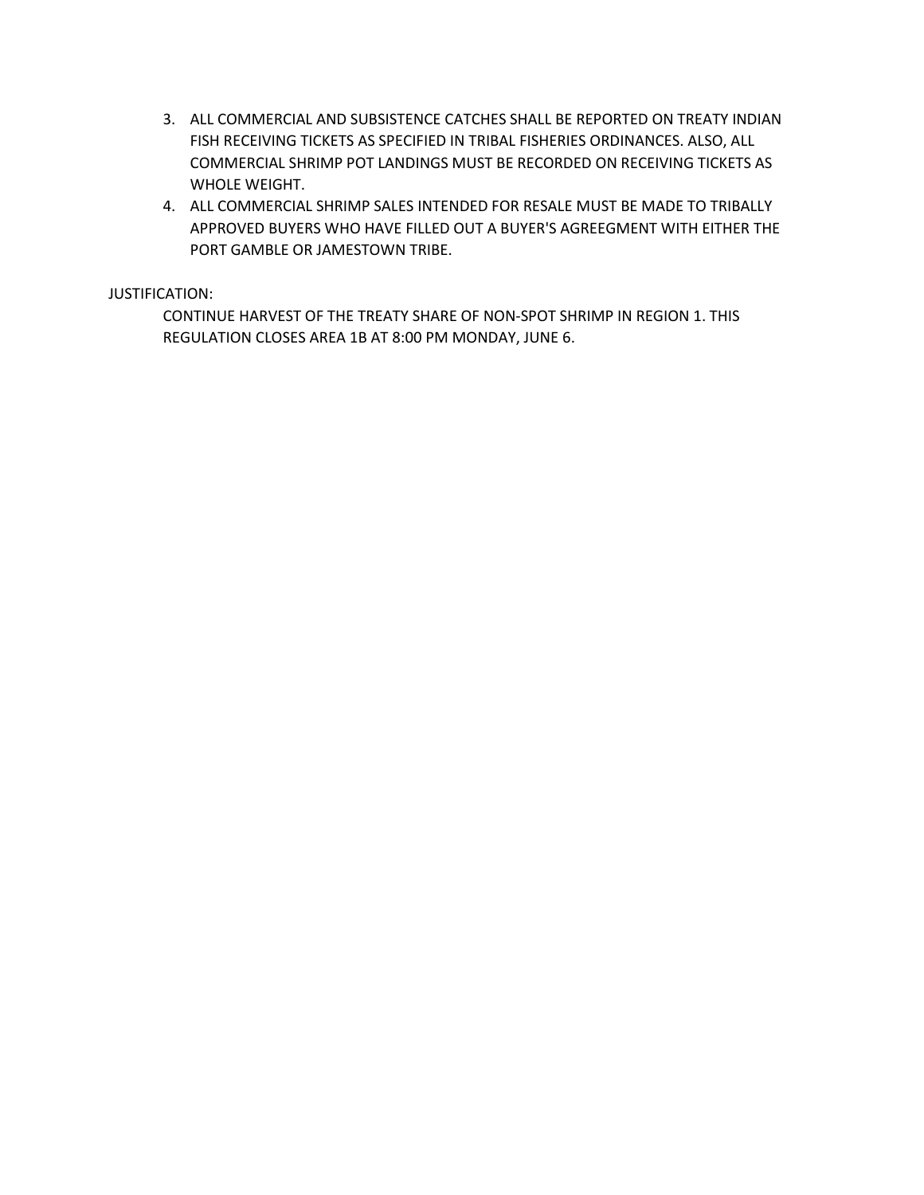3. ALL COMMERCIAL AND SUBSISTENCE CATCHES SHALL BE REPORTED ON TREATY INDIAN FISH RECEIVING TICKETS AS SPECIFIED IN TRIBAL FISHERIES ORDINANCES. ALSO, ALL COMMERCIAL SHRIMP POT LANDINGS MUST BE RECORDED ON RECEIVING TICKETS AS WHOLE WEIGHT.
4. ALL COMMERCIAL SHRIMP SALES INTENDED FOR RESALE MUST BE MADE TO TRIBALLY APPROVED BUYERS WHO HAVE FILLED OUT A BUYER'S AGREEGMENT WITH EITHER THE PORT GAMBLE OR JAMESTOWN TRIBE.

JUSTIFICATION:

CONTINUE HARVEST OF THE TREATY SHARE OF NON-SPOT SHRIMP IN REGION 1. THIS REGULATION CLOSES AREA 1B AT 8:00 PM MONDAY, JUNE 6.